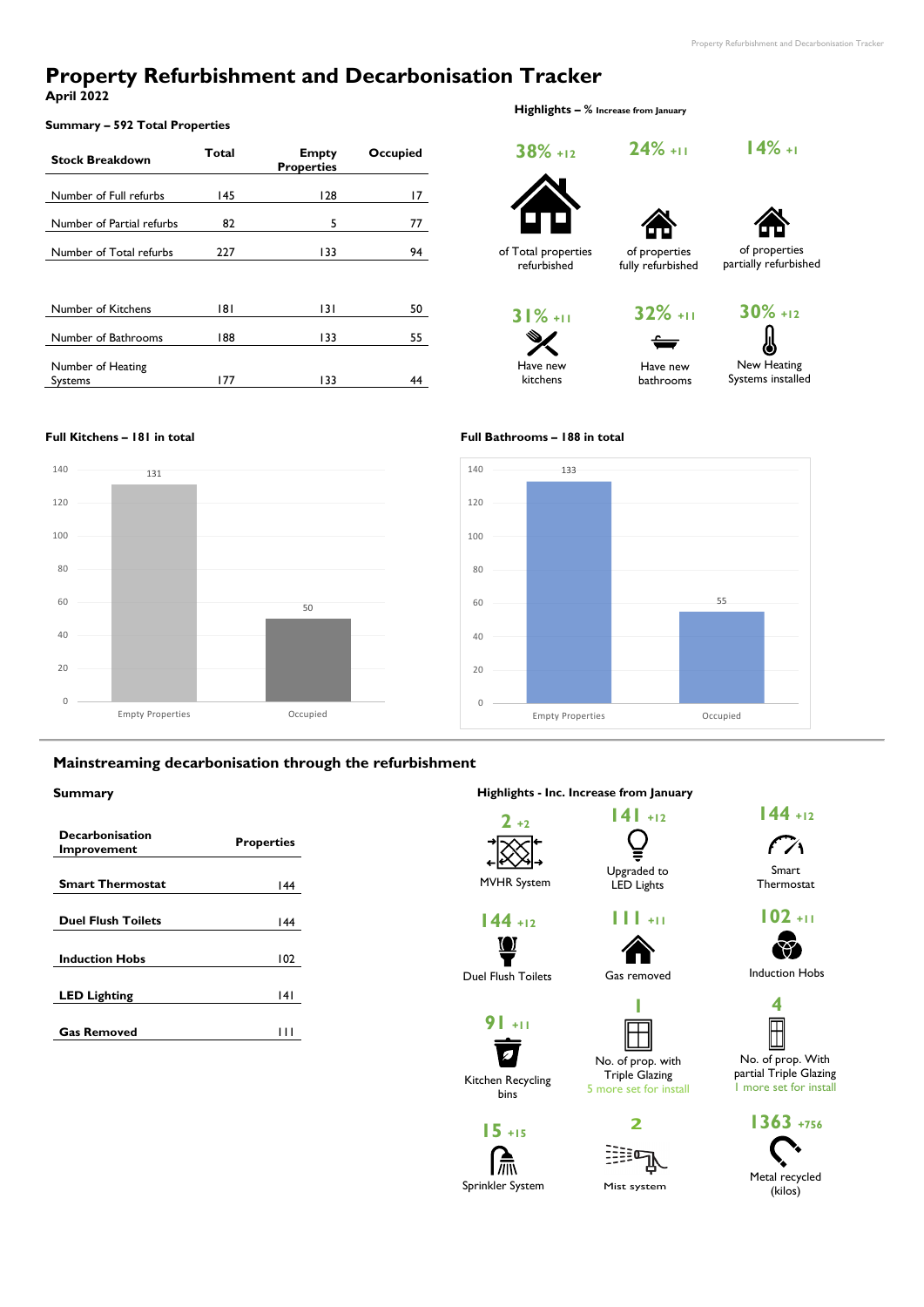# Property Refurbishment and Decarbonisation Tracker

**April 2022**

### Summary – 592 Total Properties

| Stock Breakdown | Total | Empty Properties | Occupied |
|---|---|---|---|
| Number of Full refurbs | 145 | 128 | 17 |
| Number of Partial refurbs | 82 | 5 | 77 |
| Number of Total refurbs | 227 | 133 | 94 |
| | | | |
| Number of Kitchens | 181 | 131 | 50 |
| Number of Bathrooms | 188 | 133 | 55 |
| Number of Heating Systems | 177 | 133 | 44 |

### Highlights – % Increase from January

- **38%** +12 of Total properties refurbished
- **24%** +11 of properties fully refurbished
- **14%** +1 of properties partially refurbished
- **31%** +11 Have new kitchens
- **32%** +11 Have new bathrooms
- **30%** +12 New Heating Systems installed

### Full Kitchens – 181 in total

| | Empty Properties | Occupied |
|---|---|---|
| Kitchens | 131 | 50 |

### Full Bathrooms – 188 in total

| | Empty Properties | Occupied |
|---|---|---|
| Bathrooms | 133 | 55 |

## Mainstreaming decarbonisation through the refurbishment

### Summary

| Decarbonisation Improvement | Properties |
|---|---|
| Smart Thermostat | 144 |
| Duel Flush Toilets | 144 |
| Induction Hobs | 102 |
| LED Lighting | 141 |
| Gas Removed | 111 |

### Highlights - Inc. Increase from January

- **2** +2 MVHR System
- **141** +12 Upgraded to LED Lights
- **144** +12 Smart Thermostat
- **144** +12 Duel Flush Toilets
- **111** +11 Gas removed
- **102** +11 Induction Hobs
- **91** +11 Kitchen Recycling bins
- **1** No. of prop. with Triple Glazing – 5 more set for install
- **4** No. of prop. With partial Triple Glazing – 1 more set for install
- **15** +15 Sprinkler System
- **2** Mist system
- **1363** +756 Metal recycled (kilos)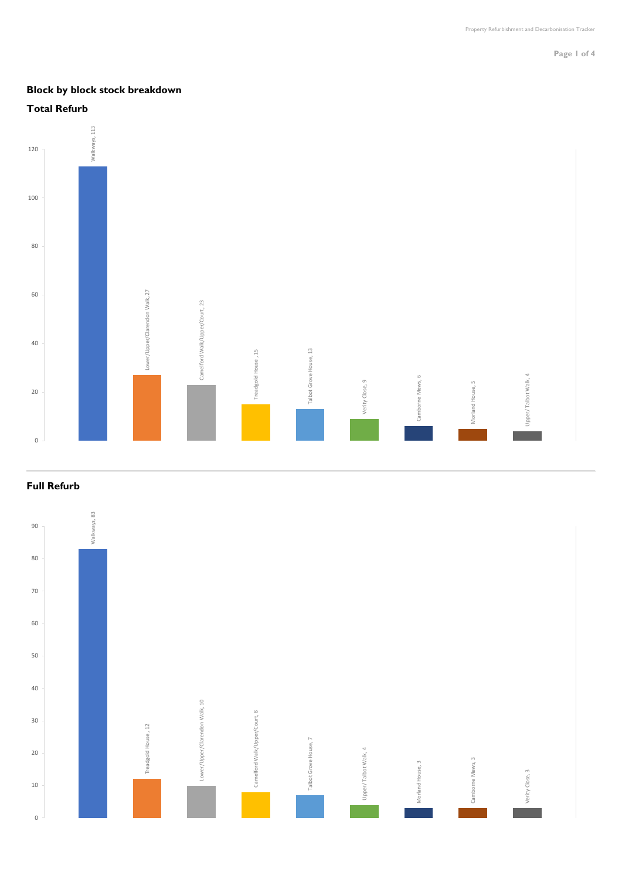**Block by block stock breakdown**

**Total Refurb**

| Block | Total Refurb |
| --- | --- |
| Walkways | 113 |
| Lower/Upper/Clarendon Walk | 27 |
| Camelford Walk/Upper/Court | 23 |
| Treadgold House | 15 |
| Talbot Grove House | 13 |
| Verity Close | 9 |
| Camborne Mews | 6 |
| Morland House | 5 |
| Upper/Talbot Walk | 4 |

**Full Refurb**

| Block | Full Refurb |
| --- | --- |
| Walkways | 83 |
| Treadgold House | 12 |
| Lower/Upper/Clarendon Walk | 10 |
| Camelford Walk/Upper/Court | 8 |
| Talbot Grove House | 7 |
| Upper/Talbot Walk | 4 |
| Morland House | 3 |
| Camborne Mews | 3 |
| Verity Close | 3 |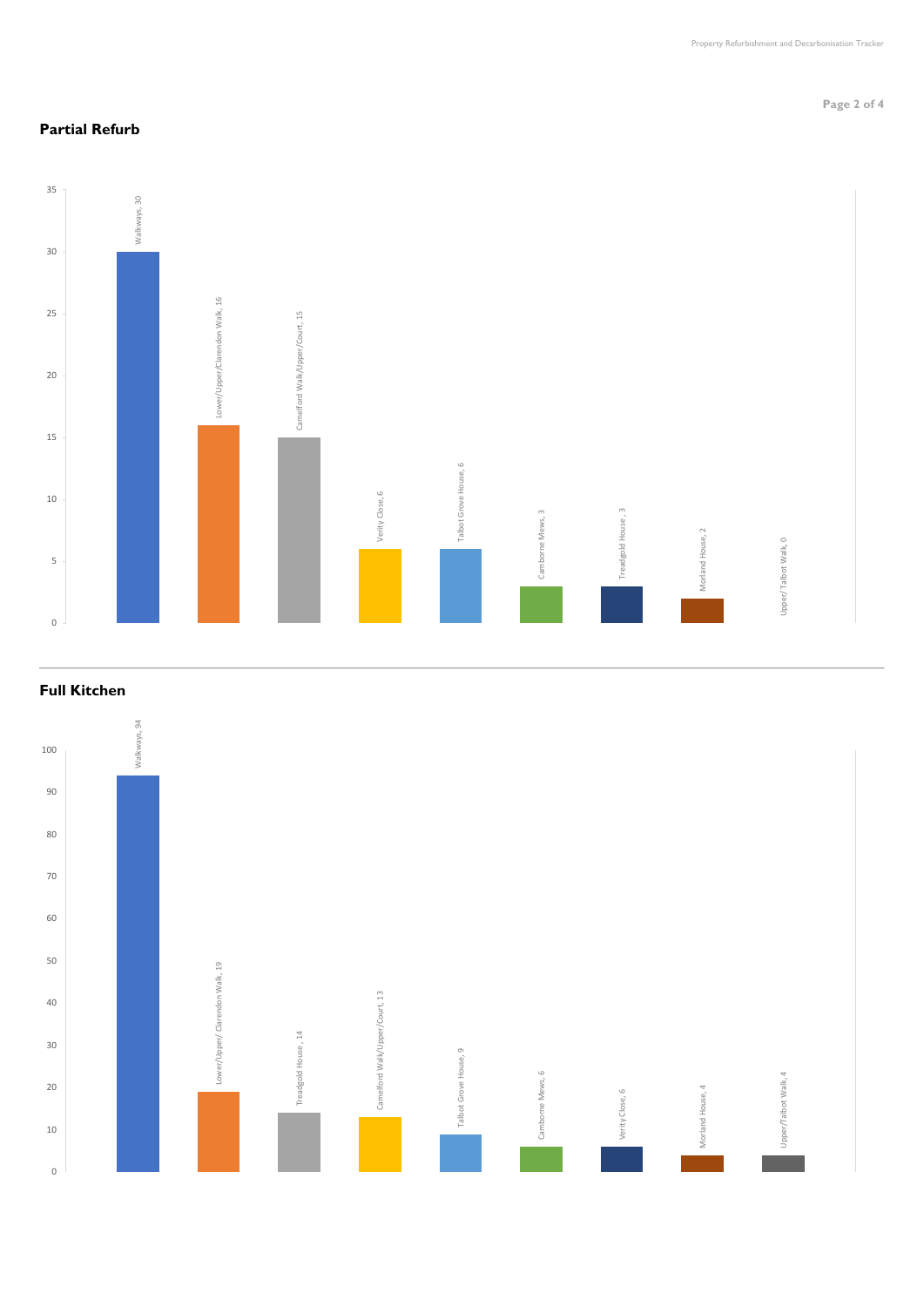## Partial Refurb

| Location | Count |
| --- | --- |
| Walkways | 30 |
| Lower/Upper/Clarendon Walk | 16 |
| Camelford Walk/Upper/Court | 15 |
| Verity Close | 6 |
| Talbot Grove House | 6 |
| Camborne Mews | 3 |
| Treadgold House | 3 |
| Morland House | 2 |
| Upper/Talbot Walk | 0 |

## Full Kitchen

| Location | Count |
| --- | --- |
| Walkways | 94 |
| Lower/Upper/ Clarendon Walk | 19 |
| Treadgold House | 14 |
| Camelford Walk/Upper/Court | 13 |
| Talbot Grove House | 9 |
| Camborne Mews | 6 |
| Verity Close | 6 |
| Morland House | 4 |
| Upper/Talbot Walk | 4 |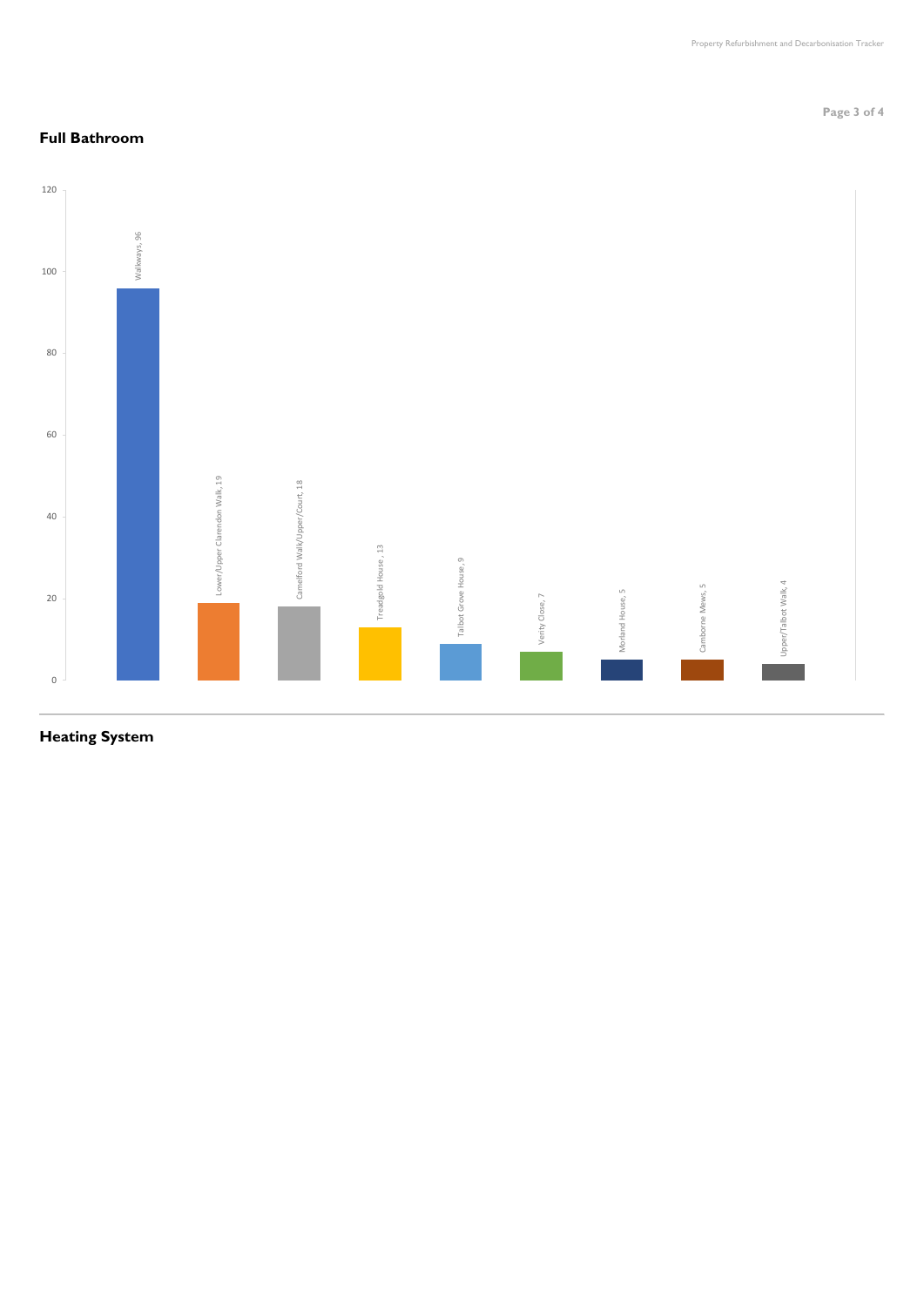## Full Bathroom

| Location | Count |
|---|---|
| Walkways | 96 |
| Lower/Upper Clarendon Walk | 19 |
| Camelford Walk/Upper/Court | 18 |
| Treadgold House | 13 |
| Talbot Grove House | 9 |
| Verity Close | 7 |
| Morland House | 5 |
| Camborne Mews | 5 |
| Upper/Talbot Walk | 4 |

## Heating System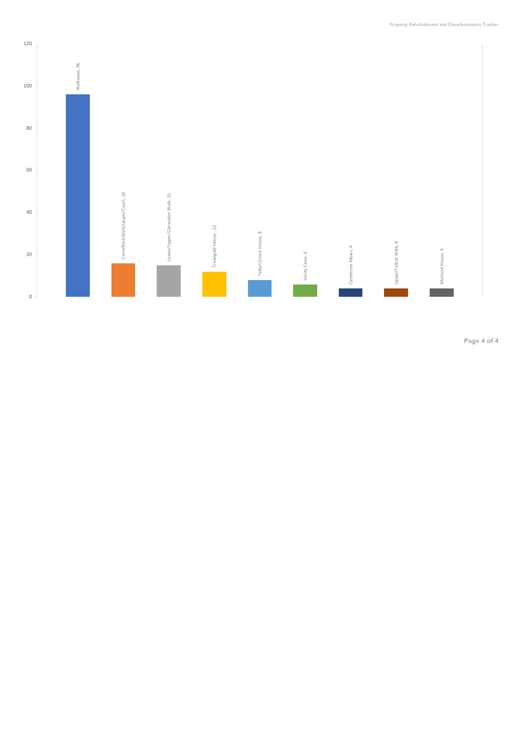120

100

80

60

40

20

0

Walkways, 96

Camelford Walk/Upper/Court, 16

Lower/Upper/Clarendon Walk, 15

Treadgold House , 12

Talbot Grove House, 8

Verity Close, 6

Camborne Mews, 4

Upper/Talbot Walk, 4

Morland House, 4